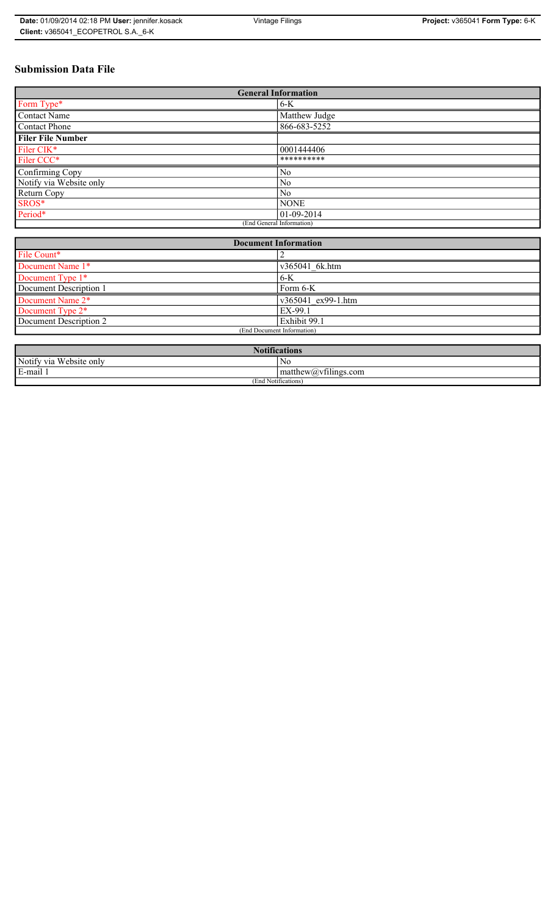# Submission Data File

| General Information | |
|---|---|
| Form Type* | 6-K |
| Contact Name | Matthew Judge |
| Contact Phone | 866-683-5252 |
| **Filer File Number** | |
| Filer CIK* | 0001444406 |
| Filer CCC* | ********** |
| Confirming Copy | No |
| Notify via Website only | No |
| Return Copy | No |
| SROS* | NONE |
| Period* | 01-09-2014 |
| (End General Information) | |

| Document Information | |
|---|---|
| File Count* | 2 |
| Document Name 1* | v365041_6k.htm |
| Document Type 1* | 6-K |
| Document Description 1 | Form 6-K |
| Document Name 2* | v365041_ex99-1.htm |
| Document Type 2* | EX-99.1 |
| Document Description 2 | Exhibit 99.1 |
| (End Document Information) | |

| Notifications | |
|---|---|
| Notify via Website only | No |
| E-mail 1 | matthew@vfilings.com |
| (End Notifications) | |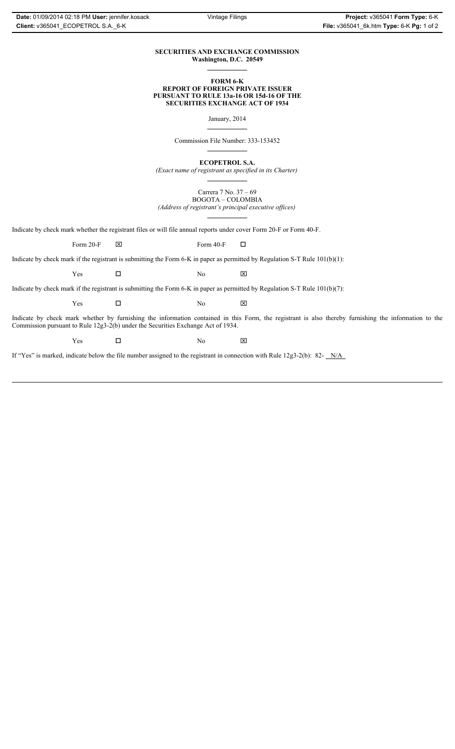**SECURITIES AND EXCHANGE COMMISSION**
**Washington, D.C. 20549**

**FORM 6-K**
**REPORT OF FOREIGN PRIVATE ISSUER**
**PURSUANT TO RULE 13a-16 OR 15d-16 OF THE**
**SECURITIES EXCHANGE ACT OF 1934**

January, 2014

Commission File Number: 333-153452

**ECOPETROL S.A.**
*(Exact name of registrant as specified in its Charter)*

Carrera 7 No. 37 – 69
BOGOTA – COLOMBIA
*(Address of registrant's principal executive offices)*

Indicate by check mark whether the registrant files or will file annual reports under cover Form 20-F or Form 40-F.

Form 20-F ☒ Form 40-F ☐

Indicate by check mark if the registrant is submitting the Form 6-K in paper as permitted by Regulation S-T Rule 101(b)(1):

Yes ☐ No ☒

Indicate by check mark if the registrant is submitting the Form 6-K in paper as permitted by Regulation S-T Rule 101(b)(7):

Yes ☐ No ☒

Indicate by check mark whether by furnishing the information contained in this Form, the registrant is also thereby furnishing the information to the Commission pursuant to Rule 12g3-2(b) under the Securities Exchange Act of 1934.

Yes ☐ No ☒

If "Yes" is marked, indicate below the file number assigned to the registrant in connection with Rule 12g3-2(b): 82- N/A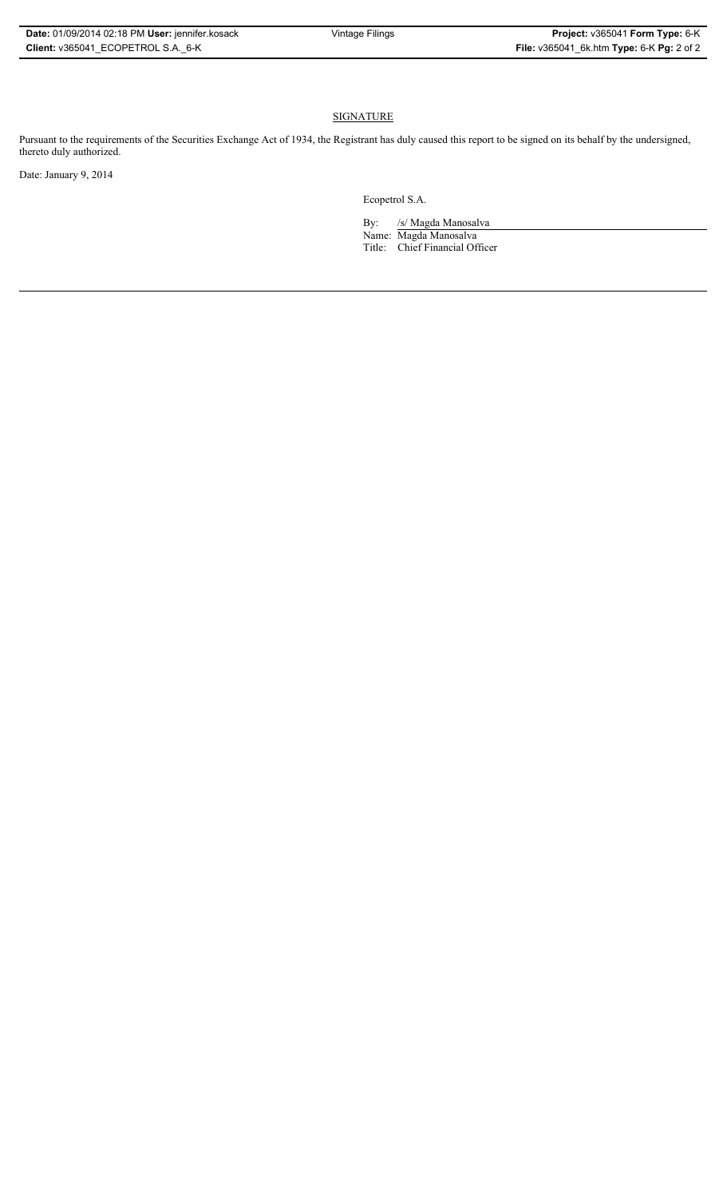## SIGNATURE

Pursuant to the requirements of the Securities Exchange Act of 1934, the Registrant has duly caused this report to be signed on its behalf by the undersigned, thereto duly authorized.

Date: January 9, 2014

Ecopetrol S.A.

By: /s/ Magda Manosalva

Name: Magda Manosalva

Title: Chief Financial Officer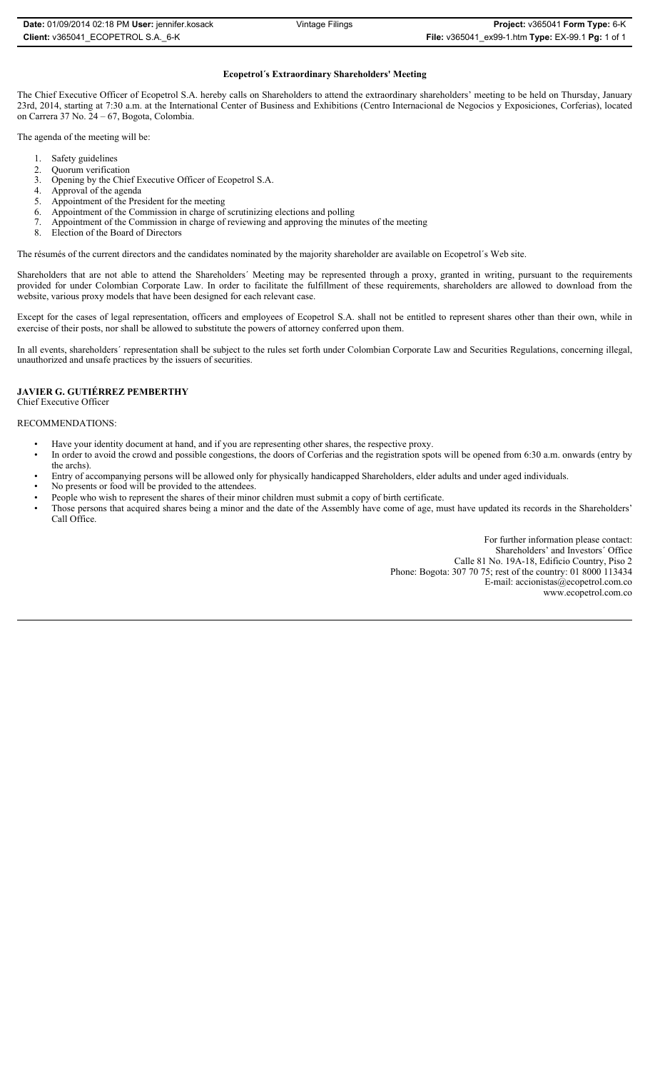# Ecopetrol´s Extraordinary Shareholders' Meeting

The Chief Executive Officer of Ecopetrol S.A. hereby calls on Shareholders to attend the extraordinary shareholders' meeting to be held on Thursday, January 23rd, 2014, starting at 7:30 a.m. at the International Center of Business and Exhibitions (Centro Internacional de Negocios y Exposiciones, Corferias), located on Carrera 37 No. 24 – 67, Bogota, Colombia.

The agenda of the meeting will be:

1. Safety guidelines
2. Quorum verification
3. Opening by the Chief Executive Officer of Ecopetrol S.A.
4. Approval of the agenda
5. Appointment of the President for the meeting
6. Appointment of the Commission in charge of scrutinizing elections and polling
7. Appointment of the Commission in charge of reviewing and approving the minutes of the meeting
8. Election of the Board of Directors

The résumés of the current directors and the candidates nominated by the majority shareholder are available on Ecopetrol´s Web site.

Shareholders that are not able to attend the Shareholders´ Meeting may be represented through a proxy, granted in writing, pursuant to the requirements provided for under Colombian Corporate Law. In order to facilitate the fulfillment of these requirements, shareholders are allowed to download from the website, various proxy models that have been designed for each relevant case.

Except for the cases of legal representation, officers and employees of Ecopetrol S.A. shall not be entitled to represent shares other than their own, while in exercise of their posts, nor shall be allowed to substitute the powers of attorney conferred upon them.

In all events, shareholders´ representation shall be subject to the rules set forth under Colombian Corporate Law and Securities Regulations, concerning illegal, unauthorized and unsafe practices by the issuers of securities.

**JAVIER G. GUTIÉRREZ PEMBERTHY**
Chief Executive Officer

RECOMMENDATIONS:

- Have your identity document at hand, and if you are representing other shares, the respective proxy.
- In order to avoid the crowd and possible congestions, the doors of Corferias and the registration spots will be opened from 6:30 a.m. onwards (entry by the archs).
- Entry of accompanying persons will be allowed only for physically handicapped Shareholders, elder adults and under aged individuals.
- No presents or food will be provided to the attendees.
- People who wish to represent the shares of their minor children must submit a copy of birth certificate.
- Those persons that acquired shares being a minor and the date of the Assembly have come of age, must have updated its records in the Shareholders' Call Office.

For further information please contact:
Shareholders' and Investors´ Office
Calle 81 No. 19A-18, Edificio Country, Piso 2
Phone: Bogota: 307 70 75; rest of the country: 01 8000 113434
E-mail: accionistas@ecopetrol.com.co
www.ecopetrol.com.co